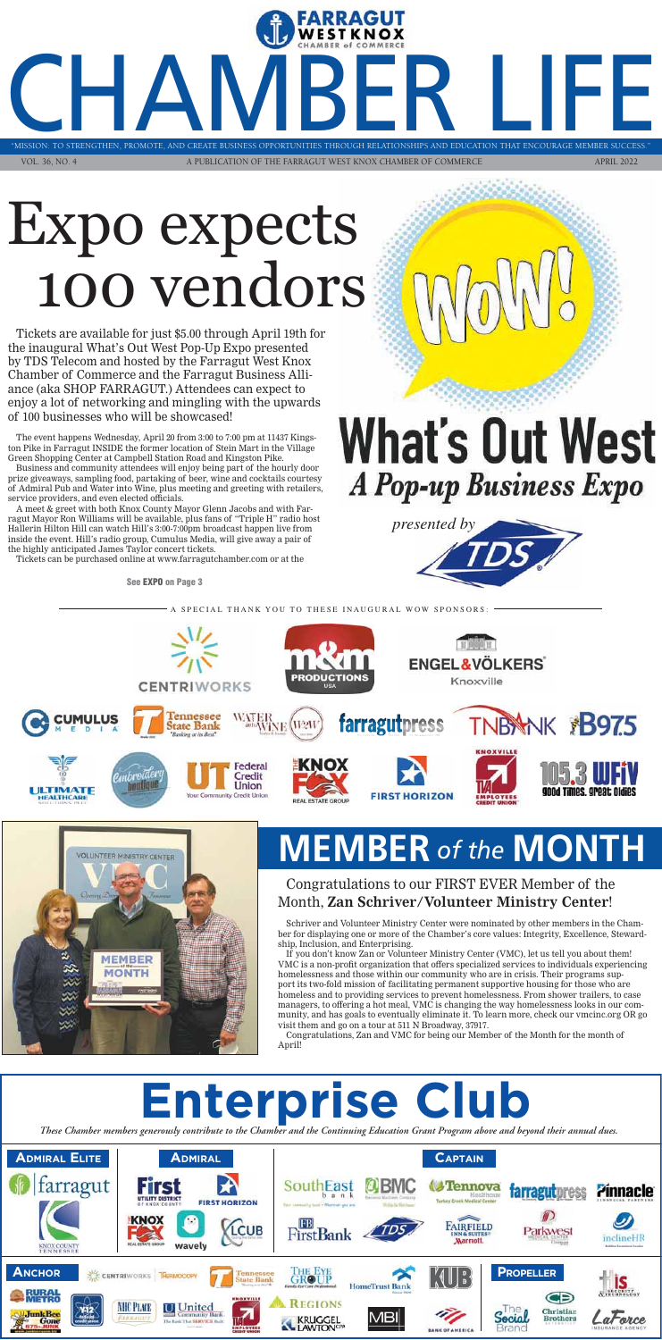# CHAMBER LIFE

"MISSION: TO STRENGTHEN, PROMOTE, AND CREATE BUSINESS OPPORTUNITIES THROUGH RELATIONSHIPS AND EDUCATION THAT ENCOURAGE MEMBER SUCCESS."

VOL. 36, NO. 4 — A PUBLICATION OF THE FARRAGUT WEST KNOX CHAMBER OF COMMERCE — APRIL 2022

# Expo expects 100 vendors

Tickets are available for just $5.00 through April 19th for the inaugural What's Out West Pop-Up Expo presented by TDS Telecom and hosted by the Farragut West Knox Chamber of Commerce and the Farragut Business Alliance (aka SHOP FARRAGUT.) Attendees can expect to enjoy a lot of networking and mingling with the upwards of 100 businesses who will be showcased!

The event happens Wednesday, April 20 from 3:00 to 7:00 pm at 11437 Kingston Pike in Farragut INSIDE the former location of Stein Mart in the Village Green Shopping Center at Campbell Station Road and Kingston Pike.

Business and community attendees will enjoy being part of the hourly door prize giveaways, sampling food, partaking of beer, wine and cocktails courtesy of Admiral Pub and Water into Wine, plus meeting and greeting with retailers, service providers, and even elected officials.

A meet & greet with both Knox County Mayor Glenn Jacobs and with Farragut Mayor Ron Williams will be available, plus fans of "Triple H" radio host Hallerin Hilton Hill can watch Hill's 3:00-7:00pm broadcast happen live from inside the event. Hill's radio group, Cumulus Media, will give away a pair of the highly anticipated James Taylor concert tickets.

Tickets can be purchased online at www.farragutchamber.com or at the

**See EXPO on Page 3**

WOW!

## What's Out West
### *A Pop-up Business Expo*

*presented by* TDS

A SPECIAL THANK YOU TO THESE INAUGURAL WOW SPONSORS:

Centriworks, M&M Productions USA, Engel & Völkers Knoxville, Cumulus Media, Tennessee State Bank, Water into Wine, farragutpress, TNBank, B97.5, Ultimate Healthcare, Embroidery Boutique, UT Federal Credit Union, The Knox Fox Real Estate Group, First Horizon, Knoxville TVA Employees Credit Union, 105.3 WFIV

# MEMBER *of the* MONTH

## Congratulations to our FIRST EVER Member of the Month, **Zan Schriver/Volunteer Ministry Center**!

Schriver and Volunteer Ministry Center were nominated by other members in the Chamber for displaying one or more of the Chamber's core values: Integrity, Excellence, Stewardship, Inclusion, and Enterprising.

If you don't know Zan or Volunteer Ministry Center (VMC), let us tell you about them! VMC is a non-profit organization that offers specialized services to individuals experiencing homelessness and those within our community who are in crisis. Their programs support its two-fold mission of facilitating permanent supportive housing for those who are homeless and to providing services to prevent homelessness. From shower trailers, to case managers, to offering a hot meal, VMC is changing the way homelessness looks in our community, and has goals to eventually eliminate it. To learn more, check our vmcinc.org OR go visit them and go on a tour at 511 N Broadway, 37917.

Congratulations, Zan and VMC for being our Member of the Month for the month of April!

# Enterprise Club

*These Chamber members generously contribute to the Chamber and the Continuing Education Grant Program above and beyond their annual dues.*

**Admiral Elite:** farragut, Knox County Tennessee

**Admiral:** First Utility District of Knox County, First Horizon, The Knox Fox Real Estate Group, wavely, LCUB

**Captain:** SouthEast Bank, BMC, Tennova Healthcare Turkey Creek Medical Center, farragutpress, Pinnacle, FirstBank, TDS, Fairfield Inn & Suites Marriott, Parkwest Medical Center, inclineHR

**Anchor:** Centriworks, Thermocopy, Tennessee State Bank, The Eye Group, HomeTrust Bank, KUB, Rural Metro, Y-12 Federal Credit Union, NHC Place Farragut, United Community Bank, Knoxville TVA Employees Credit Union, Regions, Kruggel Lawton CPA, MBI, Bank of America, JunkBee Gone

**Propeller:** IS Security & Technology, Christian Brothers Automotive, The Social Brand, LaForce Insurance Agency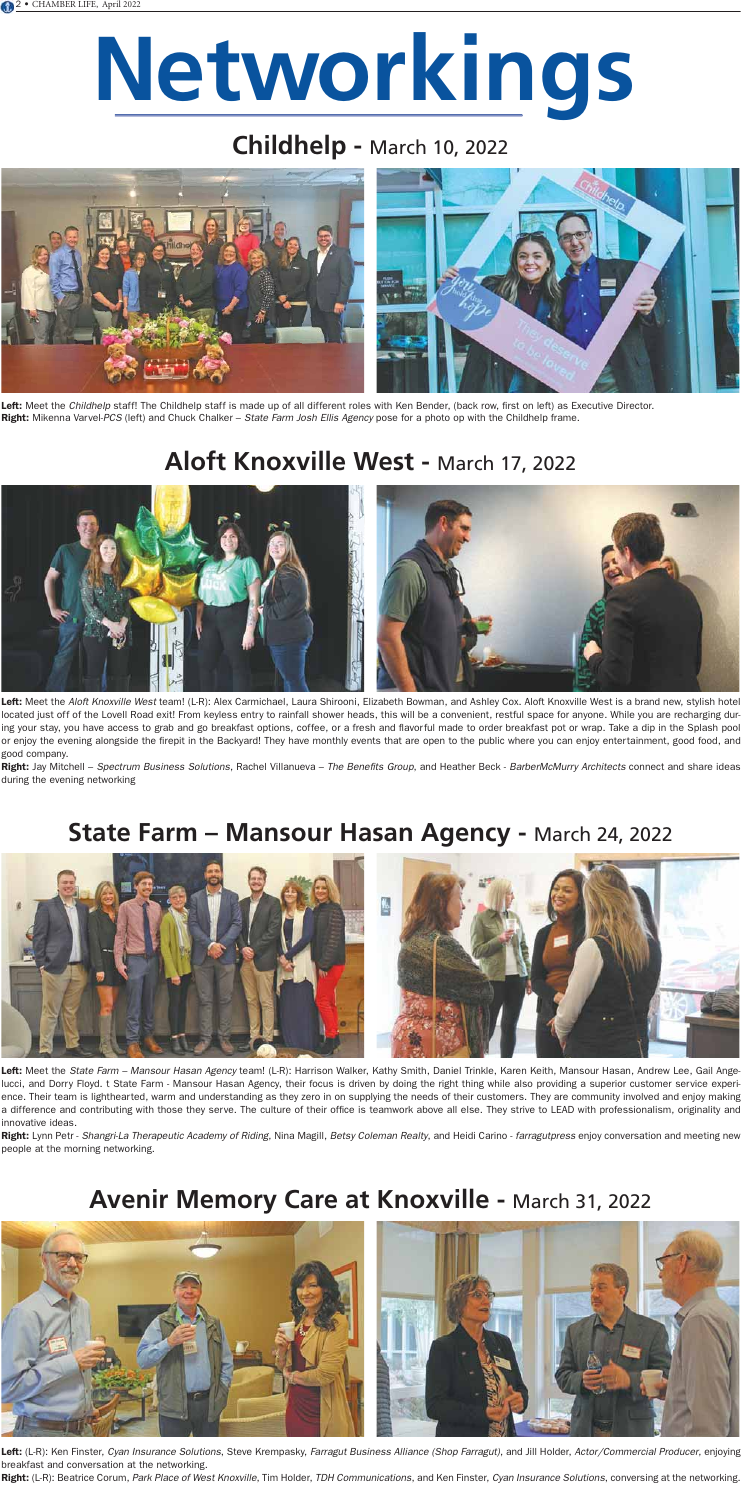# Networkings

## Childhelp - March 10, 2022

**Left:** Meet the *Childhelp* staff! The Childhelp staff is made up of all different roles with Ken Bender, (back row, first on left) as Executive Director.
**Right:** Mikenna Varvel-*PCS* (left) and Chuck Chalker – *State Farm Josh Ellis Agency* pose for a photo op with the Childhelp frame.

## Aloft Knoxville West - March 17, 2022

**Left:** Meet the *Aloft Knoxville West* team! (L-R): Alex Carmichael, Laura Shirooni, Elizabeth Bowman, and Ashley Cox. Aloft Knoxville West is a brand new, stylish hotel located just off of the Lovell Road exit! From keyless entry to rainfall shower heads, this will be a convenient, restful space for anyone. While you are recharging during your stay, you have access to grab and go breakfast options, coffee, or a fresh and flavorful made to order breakfast pot or wrap. Take a dip in the Splash pool or enjoy the evening alongside the firepit in the Backyard! They have monthly events that are open to the public where you can enjoy entertainment, good food, and good company.
**Right:** Jay Mitchell – *Spectrum Business Solutions*, Rachel Villanueva – *The Benefits Group*, and Heather Beck - *BarberMcMurry Architects* connect and share ideas during the evening networking

## State Farm – Mansour Hasan Agency - March 24, 2022

**Left:** Meet the *State Farm – Mansour Hasan Agency* team! (L-R): Harrison Walker, Kathy Smith, Daniel Trinkle, Karen Keith, Mansour Hasan, Andrew Lee, Gail Angelucci, and Dorry Floyd. t State Farm - Mansour Hasan Agency, their focus is driven by doing the right thing while also providing a superior customer service experience. Their team is lighthearted, warm and understanding as they zero in on supplying the needs of their customers. They are community involved and enjoy making a difference and contributing with those they serve. The culture of their office is teamwork above all else. They strive to LEAD with professionalism, originality and innovative ideas.
**Right:** Lynn Petr - *Shangri-La Therapeutic Academy of Riding*, Nina Magill, *Betsy Coleman Realty*, and Heidi Carino - *farragutpress* enjoy conversation and meeting new people at the morning networking.

## Avenir Memory Care at Knoxville - March 31, 2022

**Left:** (L-R): Ken Finster, *Cyan Insurance Solutions*, Steve Krempasky, *Farragut Business Alliance (Shop Farragut)*, and Jill Holder, *Actor/Commercial Producer*, enjoying breakfast and conversation at the networking.
**Right:** (L-R): Beatrice Corum, *Park Place of West Knoxville*, Tim Holder, *TDH Communications*, and Ken Finster, *Cyan Insurance Solutions*, conversing at the networking.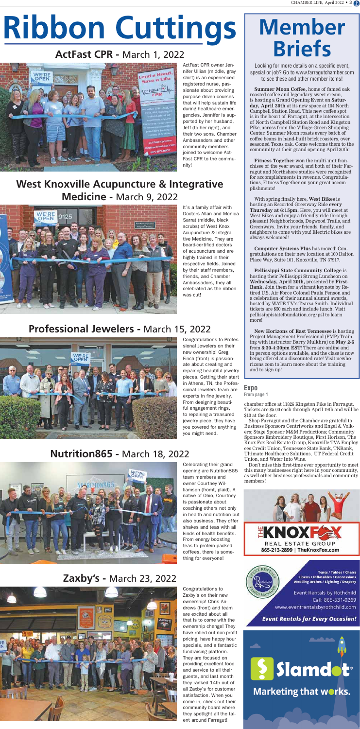# Ribbon Cuttings

## ActFast CPR - March 1, 2022

ActFast CPR owner Jennifer Ullian (middle, gray shirt) is an experienced registered nurse, passionate about providing purpose driven courses that will help sustain life during healthcare emergencies. Jennifer is supported by her husband, Jeff (to her right), and their two sons. Chamber Ambassadors and other community members joined to welcome ActFast CPR to the community!

## West Knoxville Acupuncture & Integrative Medicine - March 9, 2022

It's a family affair with Doctors Allan and Monica Sarrat (middle, black scrubs) of West Knox Acupuncture & Integrative Medicine. They are board-certified doctors of acupuncture and are highly trained in their respective fields. Joined by their staff members, friends, and Chamber Ambassadors, they all celebrated as the ribbon was cut!

## Professional Jewelers - March 15, 2022

Congratulations to Professional Jewelers on their new ownership! Greg Finch (front) is passionate about creating and repairing beautiful jewelry pieces. Getting their start in Athens, TN, the Professional Jewelers team are experts in fine jewelry. From designing beautiful engagement rings, to repairing a treasured jewelry piece, they have you covered for anything you might need.

## Nutrition865 - March 18, 2022

Celebrating their grand opening are Nutrition865 team members and owner Courtney Williamson (front, plaid). A native of Ohio, Courtney is passionate about coaching others not only in health and nutrition but also business. They offer shakes and teas with all kinds of health benefits. From energy boosting teas to protein packed coffees, there is something for everyone!

## Zaxby's - March 23, 2022

Congratulations to Zaxby's on their new ownership! Chris Andrews (front) and team are excited about all that is to come with the ownership change! They have rolled out non-profit pricing, have happy hour specials, and a fantastic fundraising platform. They are focused on providing excellent food and service to all their guests, and last month they ranked 14th out of all Zaxby's for customer satisfaction. When you come in, check out their community board where they spotlight all the talent around Farragut!

# Member Briefs

Looking for more details on a specific event, special or job? Go to www.farragutchamber.com to see these and other member items!

**Summer Moon Coffee,** home of famed oak roasted coffee and legendary sweet cream, is hosting a Grand Opening Event on **Saturday, April 30th** at its new space at 104 North Campbell Station Road. This new coffee spot is in the heart of Farragut, at the intersection of North Campbell Station Road and Kingston Pike, across from the Village Green Shopping Center. Summer Moon roasts every batch of coffee beans in hand-built brick roasters, over seasoned Texas oak. Come welcome them to the community at their grand opening April 30th!

**Fitness Together** won the multi-unit franchisee of the year award, and both of their Farragut and Northshore studios were recognized for accomplishments in revenue. Congratulations, Fitness Together on your great accomplishments!

With spring finally here, **West Bikes** is hosting an Escorted Greenway Ride **every Thursday at 6:15pm.** Here, you will meet at West Bikes and enjoy a friendly ride through pleasant Neighborhoods, Dogwood Trails, and Greenways. Invite your friends, family, and neighbors to come with you! Electric bikes are always welcomed!

**Computer Systems Plus** has moved! Congratulations on their new location at 100 Dalton Place Way, Suite 101, Knoxville, TN 37917.

**Pellissippi State Community College** is hosting their Pellissippi Strong Luncheon on **Wednesday, April 20th,** presented by **First-Bank**. Join them for a vibrant keynote by Retired U.S. Air Force Colonel Paula Penson and a celebration of their annual alumni awards, hosted by WATE-TV's Tearsa Smith. Individual tickets are $50 each and include lunch. Visit pellissippistatefoundation.org/psl to learn more!

**New Horizons of East Tennessee** is hosting Project Management Professional (PMP) Training with instructor Barry Mulkhraj on **May 2-6** from **8:30-4:30pm EST**! There are online and in person options available, and the class is now being offered at a discounted rate! Visit newhorizons.com to learn more about the training and to sign up!

### Expo
**From page 1**

chamber office at 11826 Kingston Pike in Farragut. Tickets are $5.00 each through April 19th and will be $10 at the door.

Shop Farragut and the Chamber are grateful to Business Sponsors Centriworks and Engel & Volkers; Stage Sponsor M&M Productions; Community Sponsors Embroidery Boutique, First Horizon, The Knox Fox Real Estate Group, Knoxville TVA Employees Credit Union, Tennessee State Bank, TNBank, Ultimate Healthcare Solutions, UT Federal Credit Union, and Water Into Wine.

Don't miss this first-time ever opportunity to meet this many businesses right here in your community, as well other business professionals and community members!

THE KNOX FOX REAL ESTATE GROUP
865-213-2899 | TheKnoxFox.com

Tents / Tables / Chairs
Linens / Inflatables / Concessions
Wedding Arches / Lighting / Drapery
Event Rentals by Rothchild
Call: 865-531-0269
www.eventrentalsbyrothchild.com
Event Rentals for Every Occasion!

Slamdot
Marketing that works.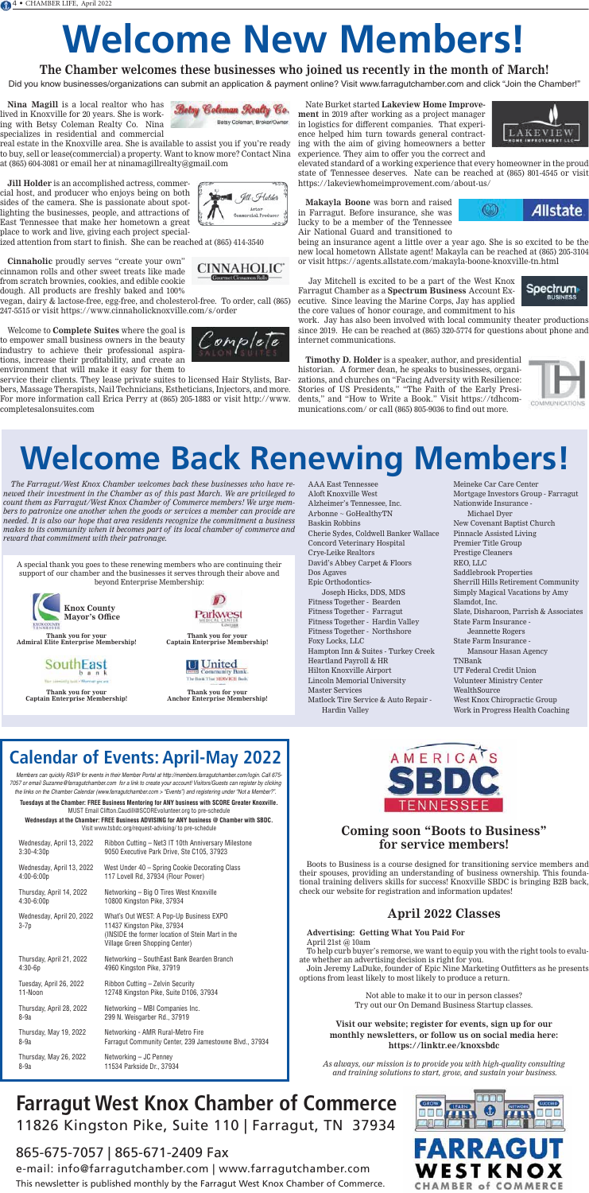# Welcome New Members!

### The Chamber welcomes these businesses who joined us recently in the month of March!

Did you know businesses/organizations can submit an application & payment online? Visit www.farragutchamber.com and click "Join the Chamber!"

**Nina Magill** is a local realtor who has lived in Knoxville for 20 years. She is working with Betsy Coleman Realty Co. Nina specializes in residential and commercial real estate in the Knoxville area. She is available to assist you if you're ready to buy, sell or lease(commercial) a property. Want to know more? Contact Nina at (865) 604-3081 or email her at ninamagillrealty@gmail.com

**Jill Holder** is an accomplished actress, commercial host, and producer who enjoys being on both sides of the camera. She is passionate about spotlighting the businesses, people, and attractions of East Tennessee that make her hometown a great place to work and live, giving each project specialized attention from start to finish. She can be reached at (865) 414-3540

**Cinnaholic** proudly serves "create your own" cinnamon rolls and other sweet treats like made from scratch brownies, cookies, and edible cookie dough. All products are freshly baked and 100% vegan, dairy & lactose-free, egg-free, and cholesterol-free. To order, call (865) 247-5515 or visit https://www.cinnaholicknoxville.com/s/order

Welcome to **Complete Suites** where the goal is to empower small business owners in the beauty industry to achieve their professional aspirations, increase their profitability, and create an environment that will make it easy for them to service their clients. They lease private suites to licensed Hair Stylists, Barbers, Massage Therapists, Nail Technicians, Estheticians, Injectors, and more. For more information call Erica Perry at (865) 205-1883 or visit http://www.completesalonsuites.com

Nate Burket started **Lakeview Home Improvement** in 2019 after working as a project manager in logistics for different companies. That experience helped him turn towards general contracting with the aim of giving homeowners a better experience. They aim to offer you the correct and elevated standard of a working experience that every homeowner in the proud state of Tennessee deserves. Nate can be reached at (865) 801-4545 or visit https://lakeviewhomeimprovement.com/about-us/

**Makayla Boone** was born and raised in Farragut. Before insurance, she was lucky to be a member of the Tennessee Air National Guard and transitioned to being an insurance agent a little over a year ago. She is so excited to be the new local hometown Allstate agent! Makayla can be reached at (865) 205-3104 or visit https://agents.allstate.com/makayla-boone-knoxville-tn.html

Jay Mitchell is excited to be a part of the West Knox Farragut Chamber as a **Spectrum Business** Account Executive. Since leaving the Marine Corps, Jay has applied the core values of honor courage, and commitment to his work. Jay has also been involved with local community theater productions since 2019. He can be reached at (865) 320-5774 for questions about phone and internet communications.

**Timothy D. Holder** is a speaker, author, and presidential historian. A former dean, he speaks to businesses, organizations, and churches on "Facing Adversity with Resilience: Stories of US Presidents," "The Faith of the Early Presidents," and "How to Write a Book." Visit https://tdhcommunications.com/ or call (865) 805-9036 to find out more.

# Welcome Back Renewing Members!

*The Farragut/West Knox Chamber welcomes back these businesses who have renewed their investment in the Chamber as of this past March. We are privileged to count them as Farragut/West Knox Chamber of Commerce members! We urge members to patronize one another when the goods or services a member can provide are needed. It is also our hope that area residents recognize the commitment a business makes to its community when it becomes part of its local chamber of commerce and reward that commitment with their patronage.*

A special thank you goes to these renewing members who are continuing their support of our chamber and the businesses it serves through their above and beyond Enterprise Membership:

Knox County Mayor's Office — **Thank you for your Admiral Elite Enterprise Membership!**

Parkwest Medical Center — **Thank you for your Captain Enterprise Membership!**

SouthEast Bank — **Thank you for your Captain Enterprise Membership!**

United Community Bank — **Thank you for your Anchor Enterprise Membership!**

- AAA East Tennessee
- Aloft Knoxville West
- Alzheimer's Tennessee, Inc.
- Arbonne ~ GoHealthyTN
- Baskin Robbins
- Cherie Sydes, Coldwell Banker Wallace
- Concord Veterinary Hospital
- Crye-Leike Realtors
- David's Abbey Carpet & Floors
- Dos Agaves
- Epic Orthodontics- Joseph Hicks, DDS, MDS
- Fitness Together - Bearden
- Fitness Together - Farragut
- Fitness Together - Hardin Valley
- Fitness Together - Northshore
- Foxy Locks, LLC
- Hampton Inn & Suites - Turkey Creek
- Heartland Payroll & HR
- Hilton Knoxville Airport
- Lincoln Memorial University
- Master Services
- Matlock Tire Service & Auto Repair - Hardin Valley
- Meineke Car Care Center
- Mortgage Investors Group - Farragut
- Nationwide Insurance - Michael Dyer
- New Covenant Baptist Church
- Pinnacle Assisted Living
- Premier Title Group
- Prestige Cleaners
- REO, LLC
- Saddlebrook Properties
- Sherrill Hills Retirement Community
- Simply Magical Vacations by Amy
- Slamdot, Inc.
- Slate, Disharoon, Parrish & Associates
- State Farm Insurance - Jeannette Rogers
- State Farm Insurance - Mansour Hasan Agency
- TNBank
- UT Federal Credit Union
- Volunteer Ministry Center
- WealthSource
- West Knox Chiropractic Group
- Work in Progress Health Coaching

## Calendar of Events: April-May 2022

*Members can quickly RSVP for events in their Member Portal at http://members.farragutchamber.com/login. Call 675-7057 or email Suzanne@farragutchamber.com for a link to create your account! Visitors/Guests can register by clicking the links on the Chamber Calendar (www.farragutchamber.com > "Events") and registering under "Not a Member?".*

**Tuesdays at the Chamber: FREE Business Mentoring for ANY business with SCORE Greater Knoxville.** MUST Email Clifton.Caudill@SCOREvolunteer.org to pre-schedule

**Wednesdays at the Chamber: FREE Business ADVISING for ANY business @ Chamber with SBDC.** Visit www.tsbdc.org/request-advising/ to pre-schedule

| | |
|---|---|
| Wednesday, April 13, 2022 3:30-4:30p | Ribbon Cutting – Net3 IT 10th Anniversary Milestone 9050 Executive Park Drive, Ste C105, 37923 |
| Wednesday, April 13, 2022 4:00-6:00p | West Under 40 – Spring Cookie Decorating Class 117 Lovell Rd, 37934 (Flour Power) |
| Thursday, April 14, 2022 4:30-6:00p | Networking – Big O Tires West Knoxville 10800 Kingston Pike, 37934 |
| Wednesday, April 20, 2022 3-7p | What's Out WEST: A Pop-Up Business EXPO 11437 Kingston Pike, 37934 (INSIDE the former location of Stein Mart in the Village Green Shopping Center) |
| Thursday, April 21, 2022 4:30-6p | Networking – SouthEast Bank Bearden Branch 4960 Kingston Pike, 37919 |
| Tuesday, April 26, 2022 11-Noon | Ribbon Cutting – Zelvin Security 12748 Kingston Pike, Suite D106, 37934 |
| Thursday, April 28, 2022 8-9a | Networking – MBI Companies Inc. 299 N. Weisgarber Rd., 37919 |
| Thursday, May 19, 2022 8-9a | Networking - AMR Rural-Metro Fire Farragut Community Center, 239 Jamestown Blvd., 37934 |
| Thursday, May 26, 2022 8-9a | Networking – JC Penney 11534 Parkside Dr., 37934 |

AMERICA'S SBDC TENNESSEE

### Coming soon "Boots to Business" for service members!

Boots to Business is a course designed for transitioning service members and their spouses, providing an understanding of business ownership. This foundational training delivers skills for success! Knoxville SBDC is bringing B2B back, check our website for registration and information updates!

### April 2022 Classes

**Advertising: Getting What You Paid For**
April 21st @ 10am

To help curb buyer's remorse, we want to equip you with the right tools to evaluate whether an advertising decision is right for you.

Join Jeremy LaDuke, founder of Epic Nine Marketing Outfitters as he presents options from least likely to most likely to produce a return.

Not able to make it to our in person classes? Try out our On Demand Business Startup classes.

**Visit our website; register for events, sign up for our monthly newsletters, or follow us on social media here: https://linktr.ee/knoxsbdc**

*As always, our mission is to provide you with high-quality consulting and training solutions to start, grow, and sustain your business.*

## Farragut West Knox Chamber of Commerce

11826 Kingston Pike, Suite 110 | Farragut, TN 37934

865-675-7057 | 865-671-2409 Fax

e-mail: info@farragutchamber.com | www.farragutchamber.com

This newsletter is published monthly by the Farragut West Knox Chamber of Commerce.